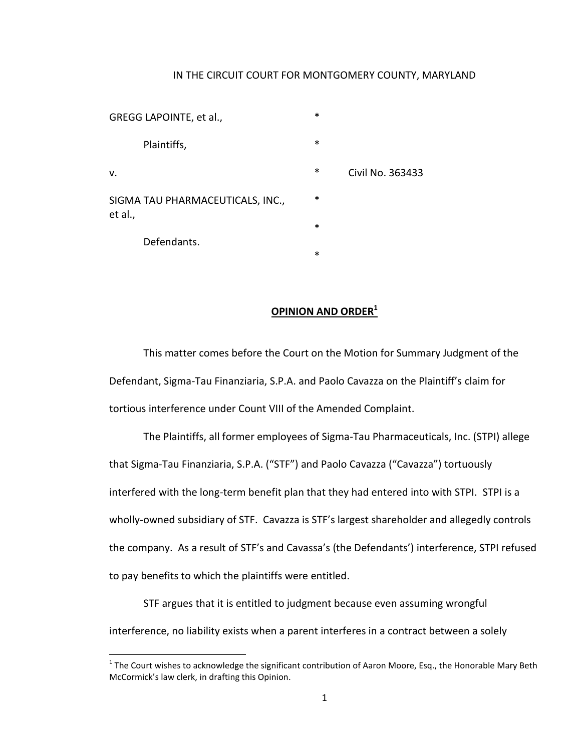IN THE CIRCUIT COURT FOR MONTGOMERY COUNTY, MARYLAND

| | | |
|---|---|---|
| GREGG LAPOINTE, et al., | * | |
| Plaintiffs, | * | |
| v. | * | Civil No. 363433 |
| SIGMA TAU PHARMACEUTICALS, INC., et al., | * | |
| | * | |
| Defendants. | * | |

## OPINION AND ORDER[1]

This matter comes before the Court on the Motion for Summary Judgment of the Defendant, Sigma-Tau Finanziaria, S.P.A. and Paolo Cavazza on the Plaintiff's claim for tortious interference under Count VIII of the Amended Complaint.

The Plaintiffs, all former employees of Sigma-Tau Pharmaceuticals, Inc. (STPI) allege that Sigma-Tau Finanziaria, S.P.A. ("STF") and Paolo Cavazza ("Cavazza") tortuously interfered with the long-term benefit plan that they had entered into with STPI. STPI is a wholly-owned subsidiary of STF. Cavazza is STF's largest shareholder and allegedly controls the company. As a result of STF's and Cavassa's (the Defendants') interference, STPI refused to pay benefits to which the plaintiffs were entitled.

STF argues that it is entitled to judgment because even assuming wrongful interference, no liability exists when a parent interferes in a contract between a solely

[1] The Court wishes to acknowledge the significant contribution of Aaron Moore, Esq., the Honorable Mary Beth McCormick's law clerk, in drafting this Opinion.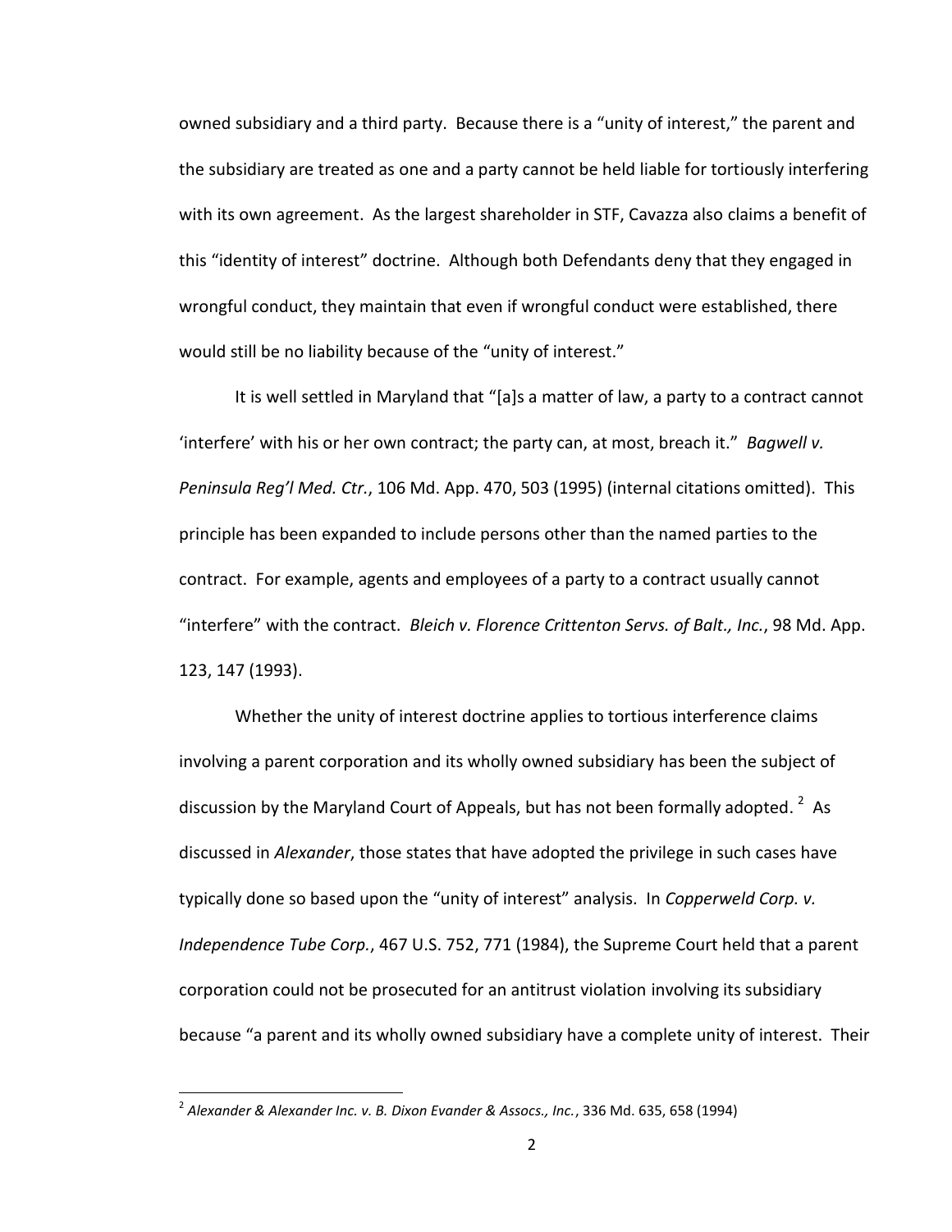owned subsidiary and a third party. Because there is a "unity of interest," the parent and the subsidiary are treated as one and a party cannot be held liable for tortiously interfering with its own agreement. As the largest shareholder in STF, Cavazza also claims a benefit of this "identity of interest" doctrine. Although both Defendants deny that they engaged in wrongful conduct, they maintain that even if wrongful conduct were established, there would still be no liability because of the "unity of interest."

It is well settled in Maryland that "[a]s a matter of law, a party to a contract cannot 'interfere' with his or her own contract; the party can, at most, breach it." *Bagwell v. Peninsula Reg'l Med. Ctr.*, 106 Md. App. 470, 503 (1995) (internal citations omitted). This principle has been expanded to include persons other than the named parties to the contract. For example, agents and employees of a party to a contract usually cannot "interfere" with the contract. *Bleich v. Florence Crittenton Servs. of Balt., Inc.*, 98 Md. App. 123, 147 (1993).

Whether the unity of interest doctrine applies to tortious interference claims involving a parent corporation and its wholly owned subsidiary has been the subject of discussion by the Maryland Court of Appeals, but has not been formally adopted.[2] As discussed in *Alexander*, those states that have adopted the privilege in such cases have typically done so based upon the "unity of interest" analysis. In *Copperweld Corp. v. Independence Tube Corp.*, 467 U.S. 752, 771 (1984), the Supreme Court held that a parent corporation could not be prosecuted for an antitrust violation involving its subsidiary because "a parent and its wholly owned subsidiary have a complete unity of interest. Their

[2] *Alexander & Alexander Inc. v. B. Dixon Evander & Assocs., Inc.*, 336 Md. 635, 658 (1994)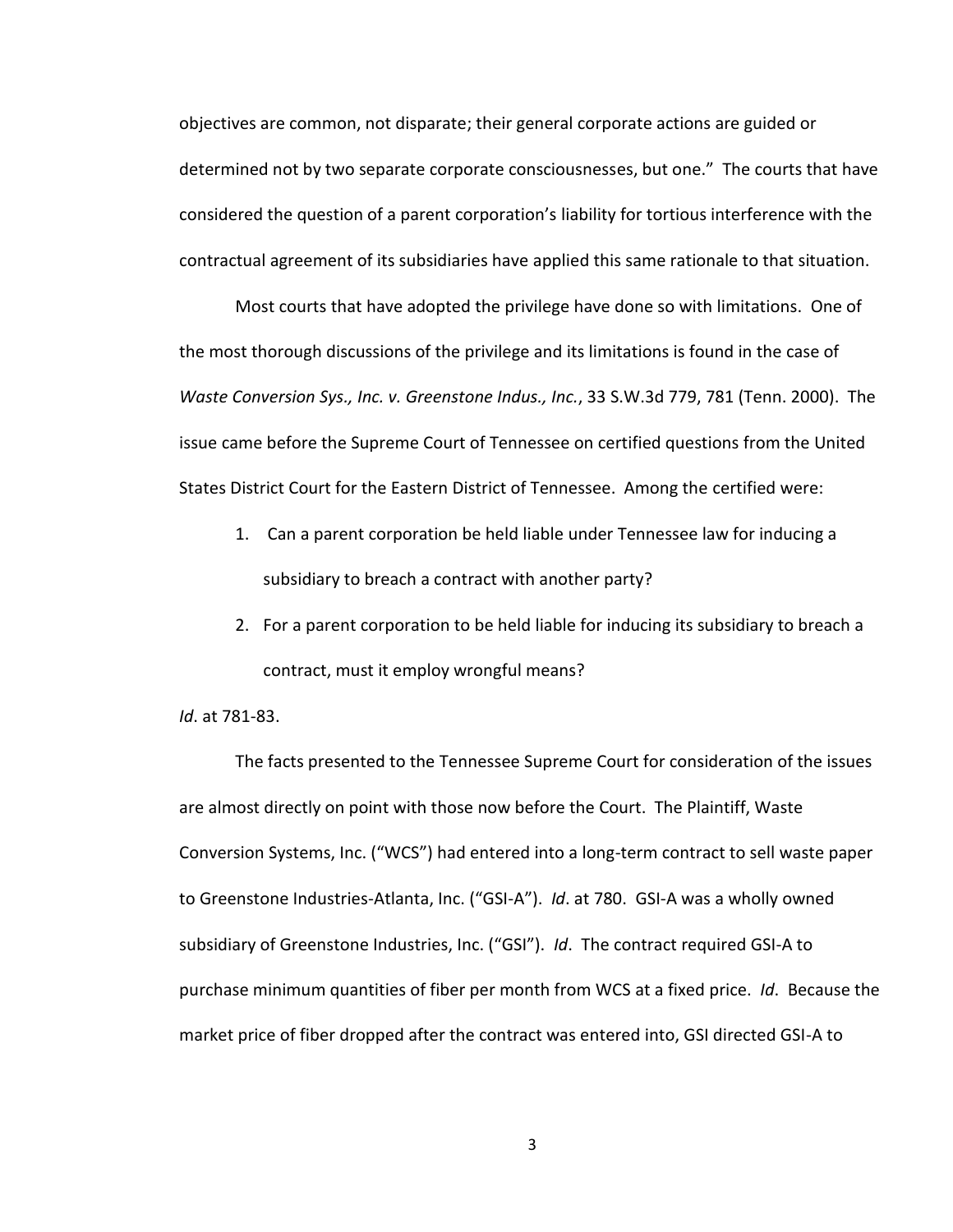objectives are common, not disparate; their general corporate actions are guided or determined not by two separate corporate consciousnesses, but one." The courts that have considered the question of a parent corporation's liability for tortious interference with the contractual agreement of its subsidiaries have applied this same rationale to that situation.

Most courts that have adopted the privilege have done so with limitations. One of the most thorough discussions of the privilege and its limitations is found in the case of *Waste Conversion Sys., Inc. v. Greenstone Indus., Inc.*, 33 S.W.3d 779, 781 (Tenn. 2000). The issue came before the Supreme Court of Tennessee on certified questions from the United States District Court for the Eastern District of Tennessee. Among the certified were:

1. Can a parent corporation be held liable under Tennessee law for inducing a subsidiary to breach a contract with another party?
2. For a parent corporation to be held liable for inducing its subsidiary to breach a contract, must it employ wrongful means?

*Id*. at 781-83.

The facts presented to the Tennessee Supreme Court for consideration of the issues are almost directly on point with those now before the Court. The Plaintiff, Waste Conversion Systems, Inc. ("WCS") had entered into a long-term contract to sell waste paper to Greenstone Industries-Atlanta, Inc. ("GSI-A"). *Id*. at 780. GSI-A was a wholly owned subsidiary of Greenstone Industries, Inc. ("GSI"). *Id*. The contract required GSI-A to purchase minimum quantities of fiber per month from WCS at a fixed price. *Id*. Because the market price of fiber dropped after the contract was entered into, GSI directed GSI-A to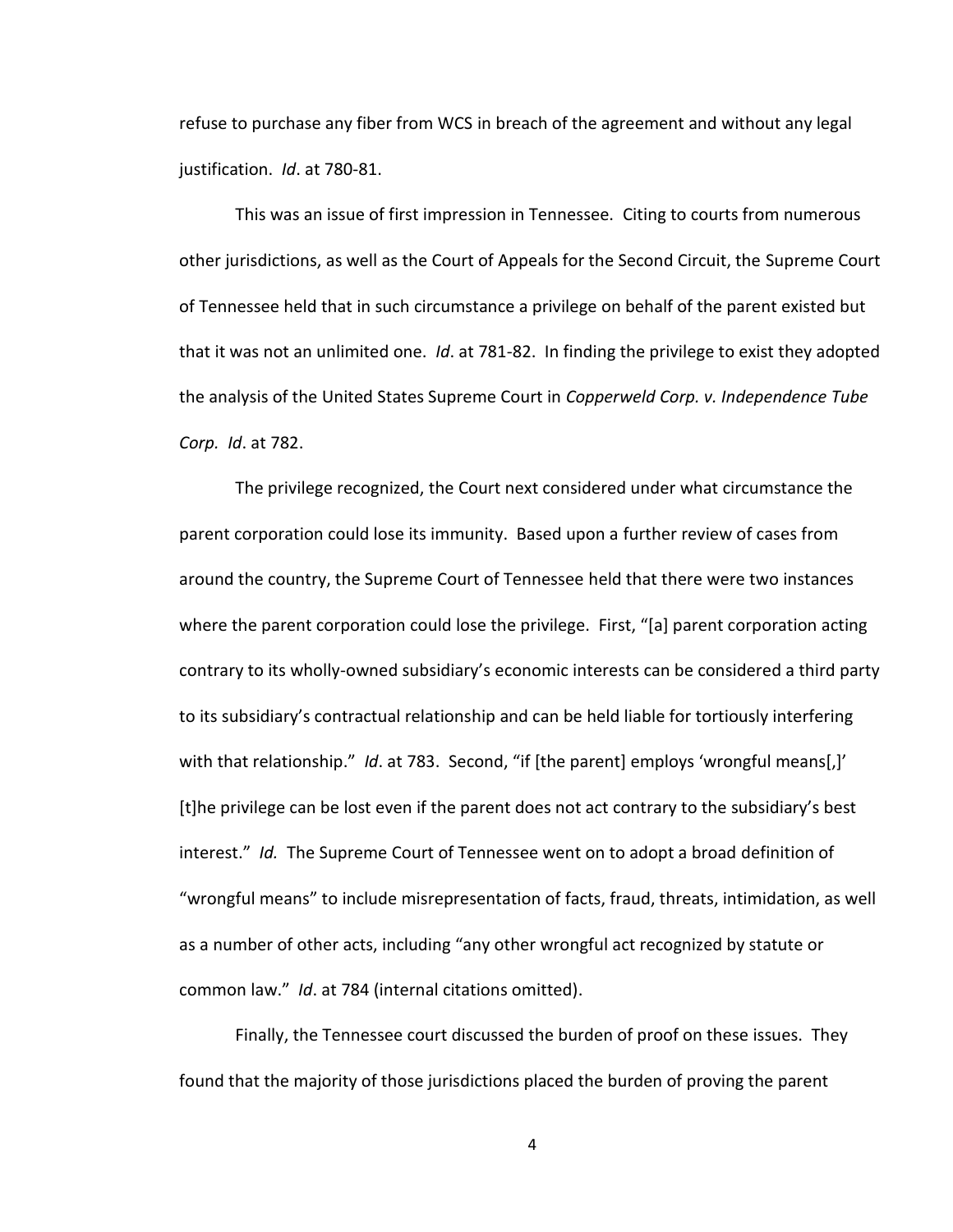refuse to purchase any fiber from WCS in breach of the agreement and without any legal justification. *Id*. at 780-81.

This was an issue of first impression in Tennessee. Citing to courts from numerous other jurisdictions, as well as the Court of Appeals for the Second Circuit, the Supreme Court of Tennessee held that in such circumstance a privilege on behalf of the parent existed but that it was not an unlimited one. *Id*. at 781-82. In finding the privilege to exist they adopted the analysis of the United States Supreme Court in *Copperweld Corp. v. Independence Tube Corp. Id*. at 782.

The privilege recognized, the Court next considered under what circumstance the parent corporation could lose its immunity. Based upon a further review of cases from around the country, the Supreme Court of Tennessee held that there were two instances where the parent corporation could lose the privilege. First, "[a] parent corporation acting contrary to its wholly-owned subsidiary's economic interests can be considered a third party to its subsidiary's contractual relationship and can be held liable for tortiously interfering with that relationship." *Id*. at 783. Second, "if [the parent] employs 'wrongful means[,]' [t]he privilege can be lost even if the parent does not act contrary to the subsidiary's best interest." *Id.* The Supreme Court of Tennessee went on to adopt a broad definition of "wrongful means" to include misrepresentation of facts, fraud, threats, intimidation, as well as a number of other acts, including "any other wrongful act recognized by statute or common law." *Id*. at 784 (internal citations omitted).

Finally, the Tennessee court discussed the burden of proof on these issues. They found that the majority of those jurisdictions placed the burden of proving the parent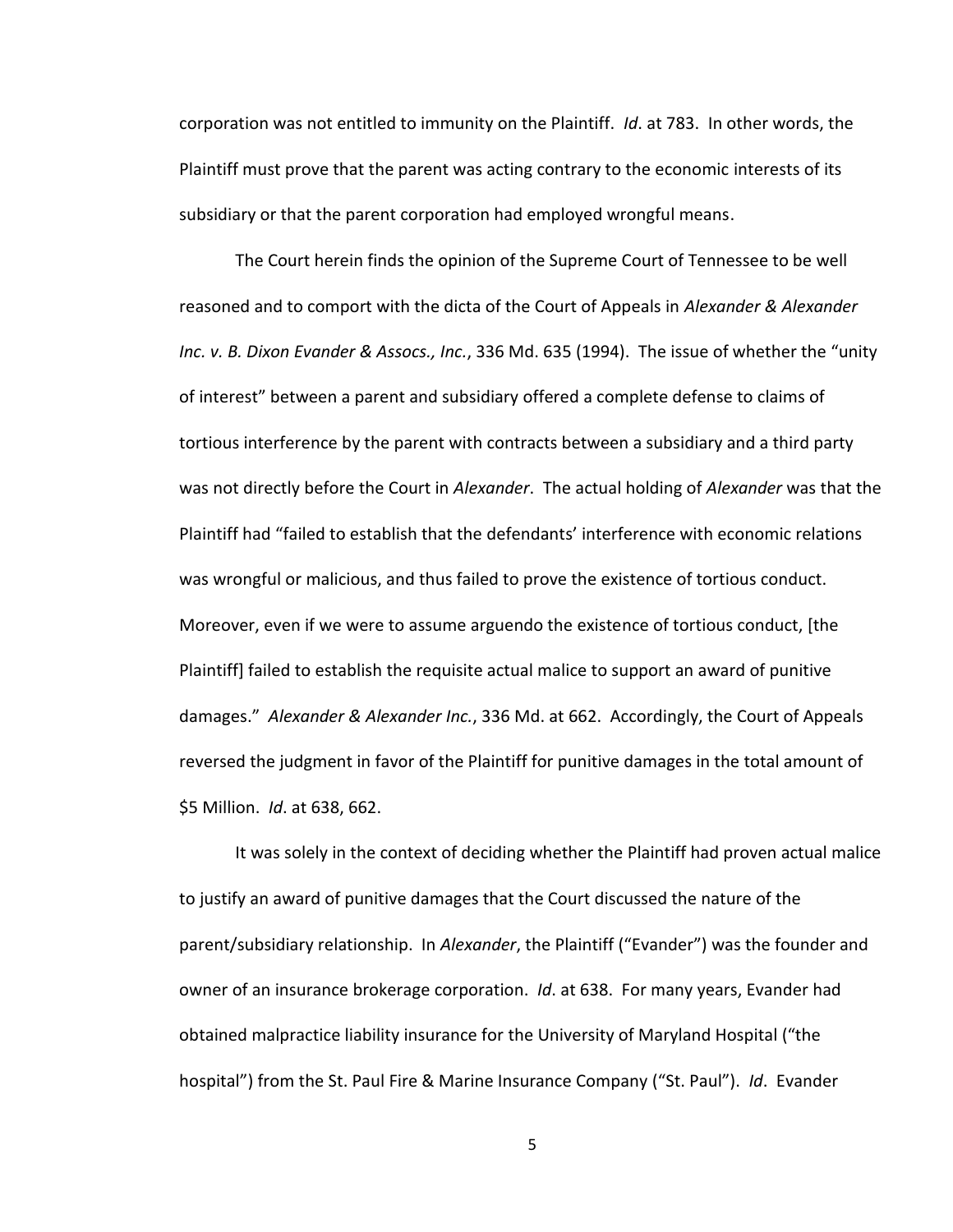corporation was not entitled to immunity on the Plaintiff. *Id*. at 783. In other words, the Plaintiff must prove that the parent was acting contrary to the economic interests of its subsidiary or that the parent corporation had employed wrongful means.

The Court herein finds the opinion of the Supreme Court of Tennessee to be well reasoned and to comport with the dicta of the Court of Appeals in *Alexander & Alexander Inc. v. B. Dixon Evander & Assocs., Inc.*, 336 Md. 635 (1994). The issue of whether the "unity of interest" between a parent and subsidiary offered a complete defense to claims of tortious interference by the parent with contracts between a subsidiary and a third party was not directly before the Court in *Alexander*. The actual holding of *Alexander* was that the Plaintiff had "failed to establish that the defendants' interference with economic relations was wrongful or malicious, and thus failed to prove the existence of tortious conduct. Moreover, even if we were to assume arguendo the existence of tortious conduct, [the Plaintiff] failed to establish the requisite actual malice to support an award of punitive damages." *Alexander & Alexander Inc.*, 336 Md. at 662. Accordingly, the Court of Appeals reversed the judgment in favor of the Plaintiff for punitive damages in the total amount of $5 Million. *Id*. at 638, 662.

It was solely in the context of deciding whether the Plaintiff had proven actual malice to justify an award of punitive damages that the Court discussed the nature of the parent/subsidiary relationship. In *Alexander*, the Plaintiff ("Evander") was the founder and owner of an insurance brokerage corporation. *Id*. at 638. For many years, Evander had obtained malpractice liability insurance for the University of Maryland Hospital ("the hospital") from the St. Paul Fire & Marine Insurance Company ("St. Paul"). *Id*. Evander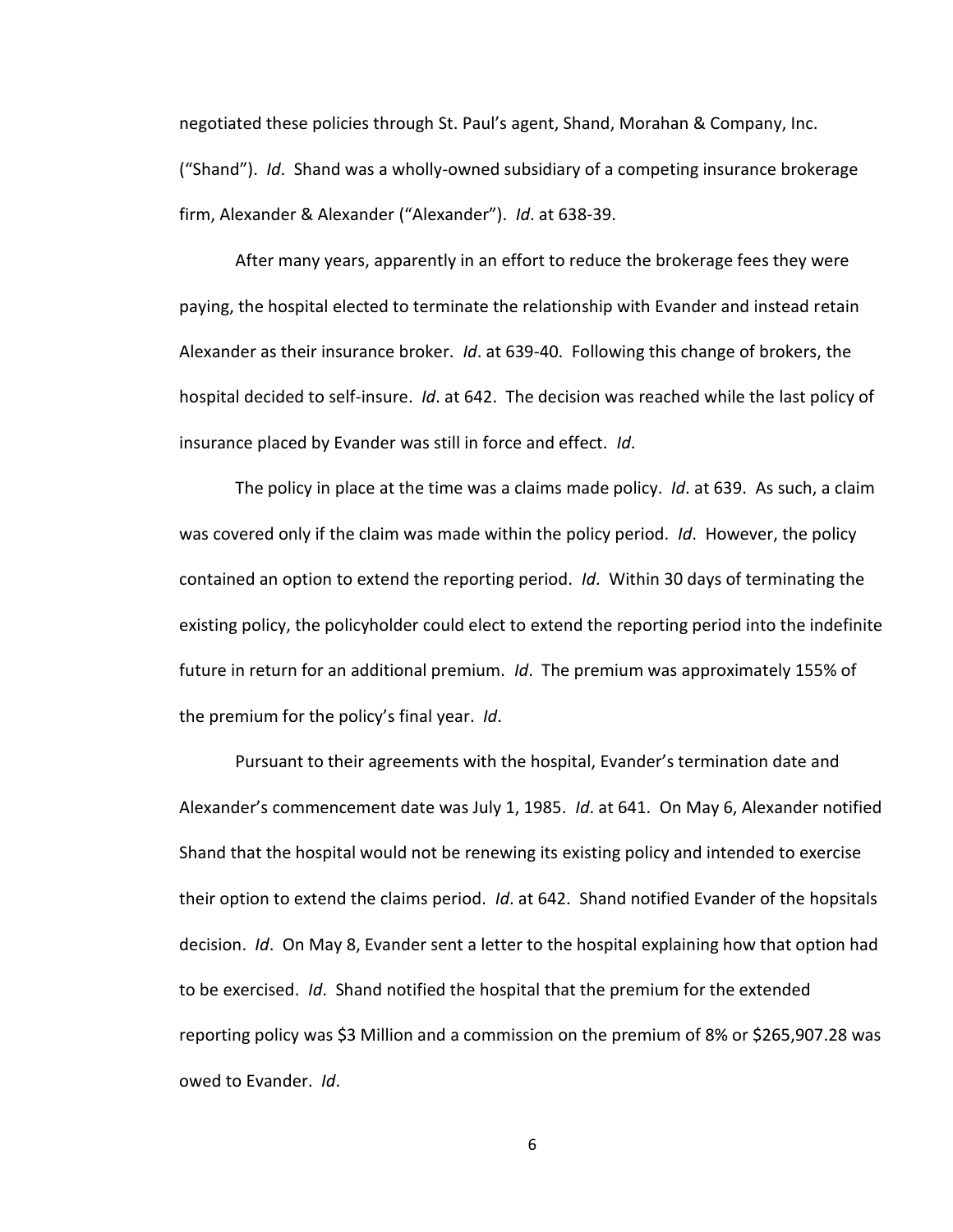negotiated these policies through St. Paul's agent, Shand, Morahan & Company, Inc. ("Shand"). *Id*. Shand was a wholly-owned subsidiary of a competing insurance brokerage firm, Alexander & Alexander ("Alexander"). *Id*. at 638-39.

After many years, apparently in an effort to reduce the brokerage fees they were paying, the hospital elected to terminate the relationship with Evander and instead retain Alexander as their insurance broker. *Id*. at 639-40. Following this change of brokers, the hospital decided to self-insure. *Id*. at 642. The decision was reached while the last policy of insurance placed by Evander was still in force and effect. *Id*.

The policy in place at the time was a claims made policy. *Id*. at 639. As such, a claim was covered only if the claim was made within the policy period. *Id*. However, the policy contained an option to extend the reporting period. *Id*. Within 30 days of terminating the existing policy, the policyholder could elect to extend the reporting period into the indefinite future in return for an additional premium. *Id*. The premium was approximately 155% of the premium for the policy's final year. *Id*.

Pursuant to their agreements with the hospital, Evander's termination date and Alexander's commencement date was July 1, 1985. *Id*. at 641. On May 6, Alexander notified Shand that the hospital would not be renewing its existing policy and intended to exercise their option to extend the claims period. *Id*. at 642. Shand notified Evander of the hopsitals decision. *Id*. On May 8, Evander sent a letter to the hospital explaining how that option had to be exercised. *Id*. Shand notified the hospital that the premium for the extended reporting policy was $3 Million and a commission on the premium of 8% or $265,907.28 was owed to Evander. *Id*.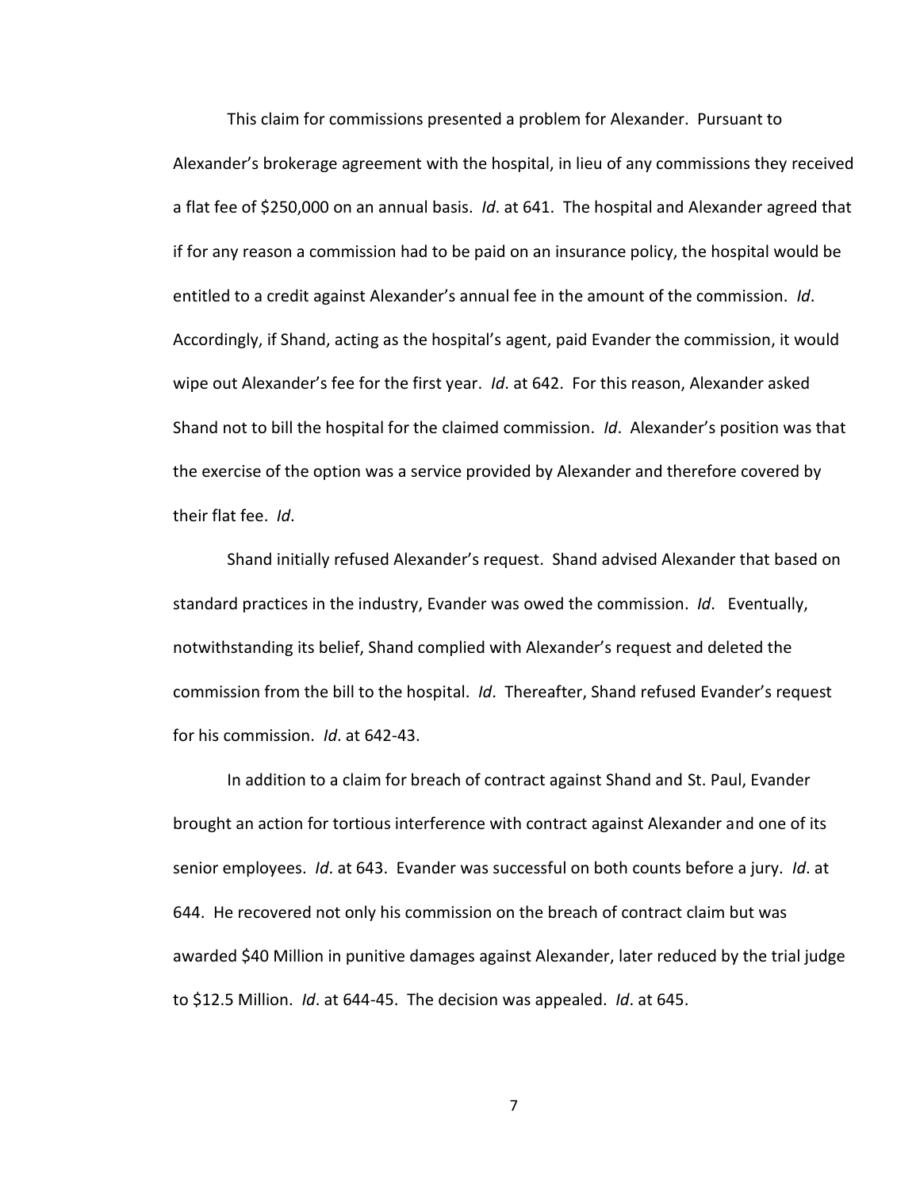This claim for commissions presented a problem for Alexander. Pursuant to Alexander's brokerage agreement with the hospital, in lieu of any commissions they received a flat fee of $250,000 on an annual basis. *Id*. at 641. The hospital and Alexander agreed that if for any reason a commission had to be paid on an insurance policy, the hospital would be entitled to a credit against Alexander's annual fee in the amount of the commission. *Id*. Accordingly, if Shand, acting as the hospital's agent, paid Evander the commission, it would wipe out Alexander's fee for the first year. *Id*. at 642. For this reason, Alexander asked Shand not to bill the hospital for the claimed commission. *Id*. Alexander's position was that the exercise of the option was a service provided by Alexander and therefore covered by their flat fee. *Id*.

Shand initially refused Alexander's request. Shand advised Alexander that based on standard practices in the industry, Evander was owed the commission. *Id*. Eventually, notwithstanding its belief, Shand complied with Alexander's request and deleted the commission from the bill to the hospital. *Id*. Thereafter, Shand refused Evander's request for his commission. *Id*. at 642-43.

In addition to a claim for breach of contract against Shand and St. Paul, Evander brought an action for tortious interference with contract against Alexander and one of its senior employees. *Id*. at 643. Evander was successful on both counts before a jury. *Id*. at 644. He recovered not only his commission on the breach of contract claim but was awarded $40 Million in punitive damages against Alexander, later reduced by the trial judge to $12.5 Million. *Id*. at 644-45. The decision was appealed. *Id*. at 645.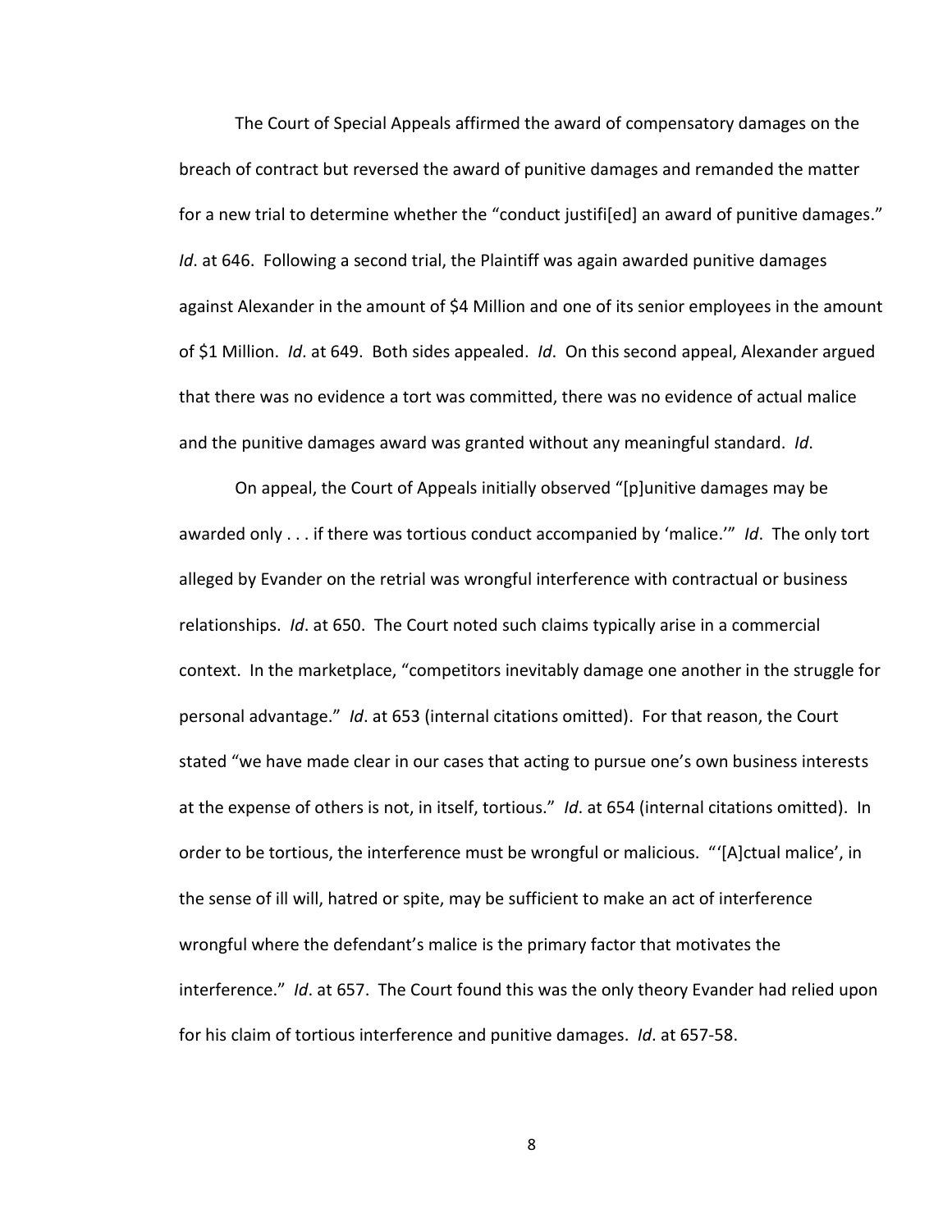The Court of Special Appeals affirmed the award of compensatory damages on the breach of contract but reversed the award of punitive damages and remanded the matter for a new trial to determine whether the "conduct justifi[ed] an award of punitive damages." *Id*. at 646. Following a second trial, the Plaintiff was again awarded punitive damages against Alexander in the amount of $4 Million and one of its senior employees in the amount of $1 Million. *Id*. at 649. Both sides appealed. *Id*. On this second appeal, Alexander argued that there was no evidence a tort was committed, there was no evidence of actual malice and the punitive damages award was granted without any meaningful standard. *Id*.

On appeal, the Court of Appeals initially observed "[p]unitive damages may be awarded only . . . if there was tortious conduct accompanied by 'malice.'" *Id*. The only tort alleged by Evander on the retrial was wrongful interference with contractual or business relationships. *Id*. at 650. The Court noted such claims typically arise in a commercial context. In the marketplace, "competitors inevitably damage one another in the struggle for personal advantage." *Id*. at 653 (internal citations omitted). For that reason, the Court stated "we have made clear in our cases that acting to pursue one's own business interests at the expense of others is not, in itself, tortious." *Id*. at 654 (internal citations omitted). In order to be tortious, the interference must be wrongful or malicious. "'[A]ctual malice', in the sense of ill will, hatred or spite, may be sufficient to make an act of interference wrongful where the defendant's malice is the primary factor that motivates the interference." *Id*. at 657. The Court found this was the only theory Evander had relied upon for his claim of tortious interference and punitive damages. *Id*. at 657-58.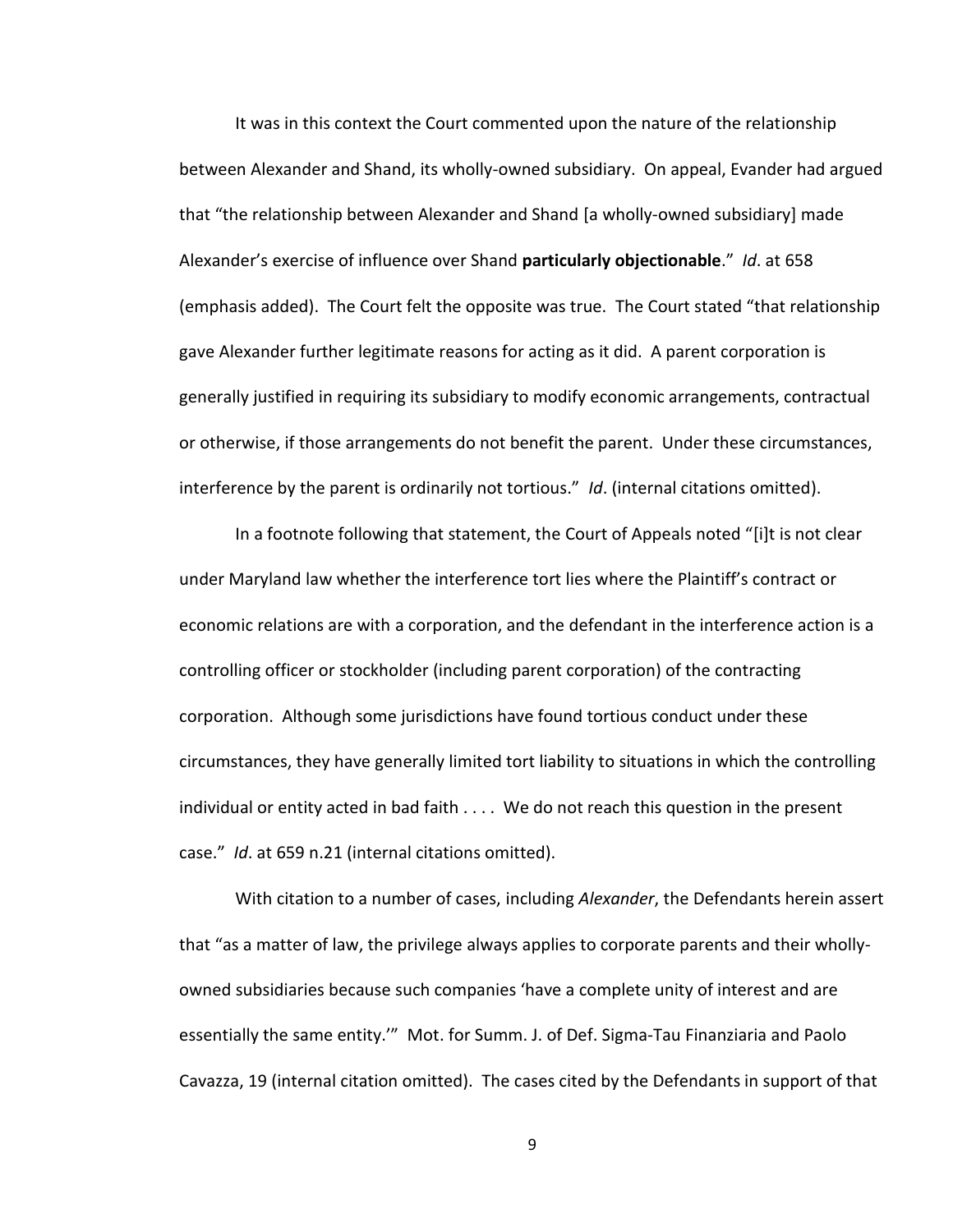It was in this context the Court commented upon the nature of the relationship between Alexander and Shand, its wholly-owned subsidiary. On appeal, Evander had argued that "the relationship between Alexander and Shand [a wholly-owned subsidiary] made Alexander's exercise of influence over Shand **particularly objectionable**." *Id*. at 658 (emphasis added). The Court felt the opposite was true. The Court stated "that relationship gave Alexander further legitimate reasons for acting as it did. A parent corporation is generally justified in requiring its subsidiary to modify economic arrangements, contractual or otherwise, if those arrangements do not benefit the parent. Under these circumstances, interference by the parent is ordinarily not tortious." *Id*. (internal citations omitted).

In a footnote following that statement, the Court of Appeals noted "[i]t is not clear under Maryland law whether the interference tort lies where the Plaintiff's contract or economic relations are with a corporation, and the defendant in the interference action is a controlling officer or stockholder (including parent corporation) of the contracting corporation. Although some jurisdictions have found tortious conduct under these circumstances, they have generally limited tort liability to situations in which the controlling individual or entity acted in bad faith . . . . We do not reach this question in the present case." *Id*. at 659 n.21 (internal citations omitted).

With citation to a number of cases, including *Alexander*, the Defendants herein assert that "as a matter of law, the privilege always applies to corporate parents and their wholly-owned subsidiaries because such companies 'have a complete unity of interest and are essentially the same entity.'" Mot. for Summ. J. of Def. Sigma-Tau Finanziaria and Paolo Cavazza, 19 (internal citation omitted). The cases cited by the Defendants in support of that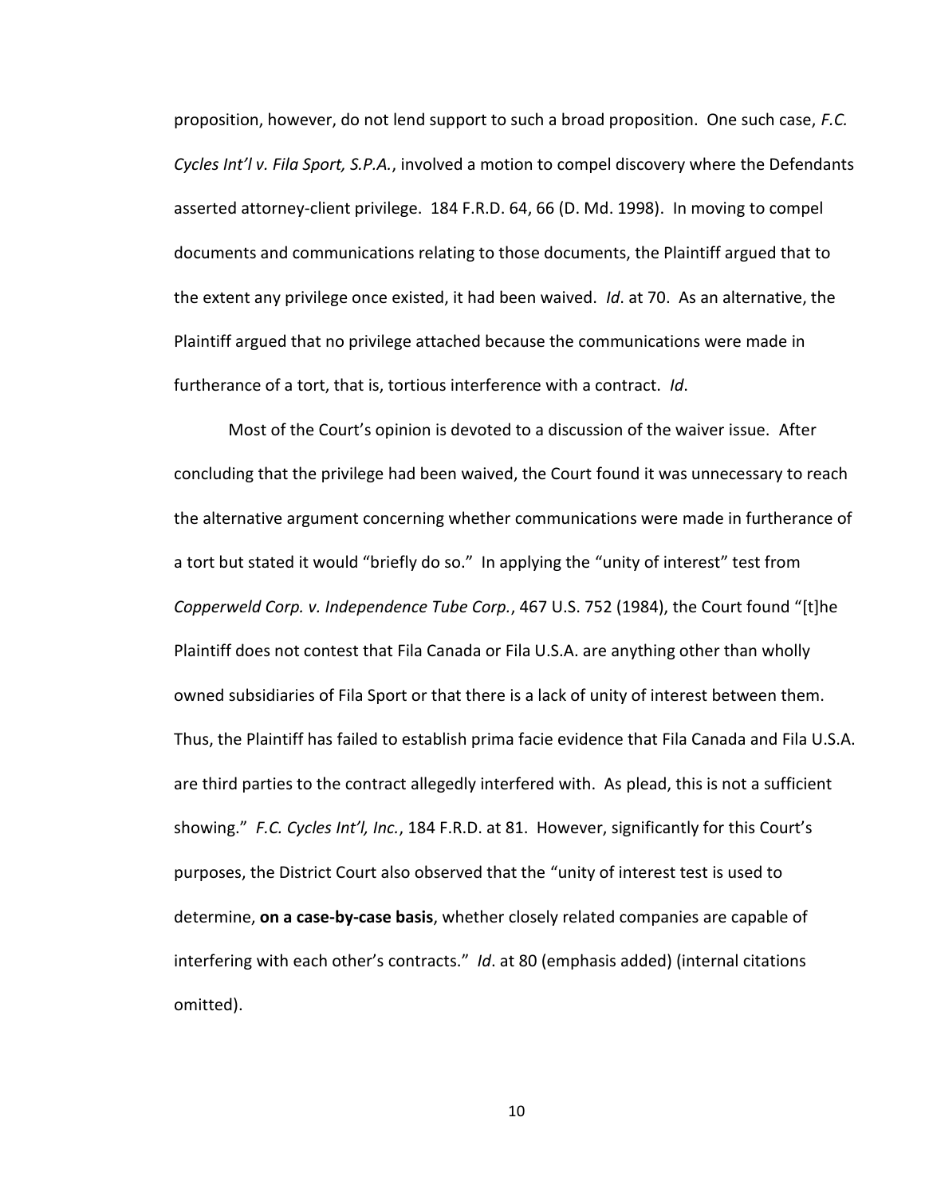proposition, however, do not lend support to such a broad proposition. One such case, *F.C. Cycles Int'l v. Fila Sport, S.P.A.*, involved a motion to compel discovery where the Defendants asserted attorney-client privilege. 184 F.R.D. 64, 66 (D. Md. 1998). In moving to compel documents and communications relating to those documents, the Plaintiff argued that to the extent any privilege once existed, it had been waived. *Id*. at 70. As an alternative, the Plaintiff argued that no privilege attached because the communications were made in furtherance of a tort, that is, tortious interference with a contract. *Id*.

Most of the Court's opinion is devoted to a discussion of the waiver issue. After concluding that the privilege had been waived, the Court found it was unnecessary to reach the alternative argument concerning whether communications were made in furtherance of a tort but stated it would "briefly do so." In applying the "unity of interest" test from *Copperweld Corp. v. Independence Tube Corp.*, 467 U.S. 752 (1984), the Court found "[t]he Plaintiff does not contest that Fila Canada or Fila U.S.A. are anything other than wholly owned subsidiaries of Fila Sport or that there is a lack of unity of interest between them. Thus, the Plaintiff has failed to establish prima facie evidence that Fila Canada and Fila U.S.A. are third parties to the contract allegedly interfered with. As plead, this is not a sufficient showing." *F.C. Cycles Int'l, Inc.*, 184 F.R.D. at 81. However, significantly for this Court's purposes, the District Court also observed that the "unity of interest test is used to determine, **on a case-by-case basis**, whether closely related companies are capable of interfering with each other's contracts." *Id*. at 80 (emphasis added) (internal citations omitted).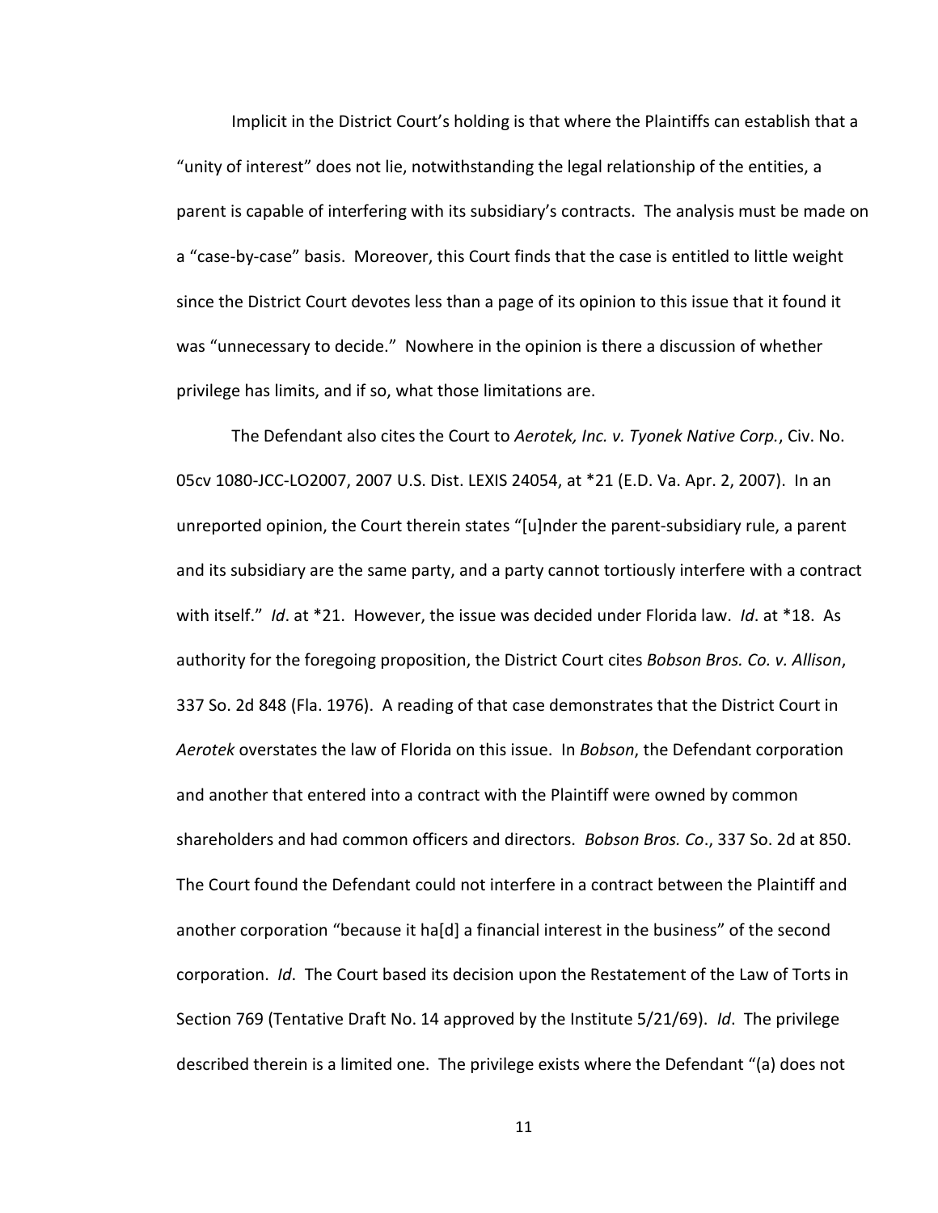Implicit in the District Court's holding is that where the Plaintiffs can establish that a "unity of interest" does not lie, notwithstanding the legal relationship of the entities, a parent is capable of interfering with its subsidiary's contracts. The analysis must be made on a "case-by-case" basis. Moreover, this Court finds that the case is entitled to little weight since the District Court devotes less than a page of its opinion to this issue that it found it was "unnecessary to decide." Nowhere in the opinion is there a discussion of whether privilege has limits, and if so, what those limitations are.

The Defendant also cites the Court to *Aerotek, Inc. v. Tyonek Native Corp.*, Civ. No. 05cv 1080-JCC-LO2007, 2007 U.S. Dist. LEXIS 24054, at *21 (E.D. Va. Apr. 2, 2007). In an unreported opinion, the Court therein states "[u]nder the parent-subsidiary rule, a parent and its subsidiary are the same party, and a party cannot tortiously interfere with a contract with itself." *Id*. at *21. However, the issue was decided under Florida law. *Id*. at *18. As authority for the foregoing proposition, the District Court cites *Bobson Bros. Co. v. Allison*, 337 So. 2d 848 (Fla. 1976). A reading of that case demonstrates that the District Court in *Aerotek* overstates the law of Florida on this issue. In *Bobson*, the Defendant corporation and another that entered into a contract with the Plaintiff were owned by common shareholders and had common officers and directors. *Bobson Bros. Co*., 337 So. 2d at 850. The Court found the Defendant could not interfere in a contract between the Plaintiff and another corporation "because it ha[d] a financial interest in the business" of the second corporation. *Id*. The Court based its decision upon the Restatement of the Law of Torts in Section 769 (Tentative Draft No. 14 approved by the Institute 5/21/69). *Id*. The privilege described therein is a limited one. The privilege exists where the Defendant "(a) does not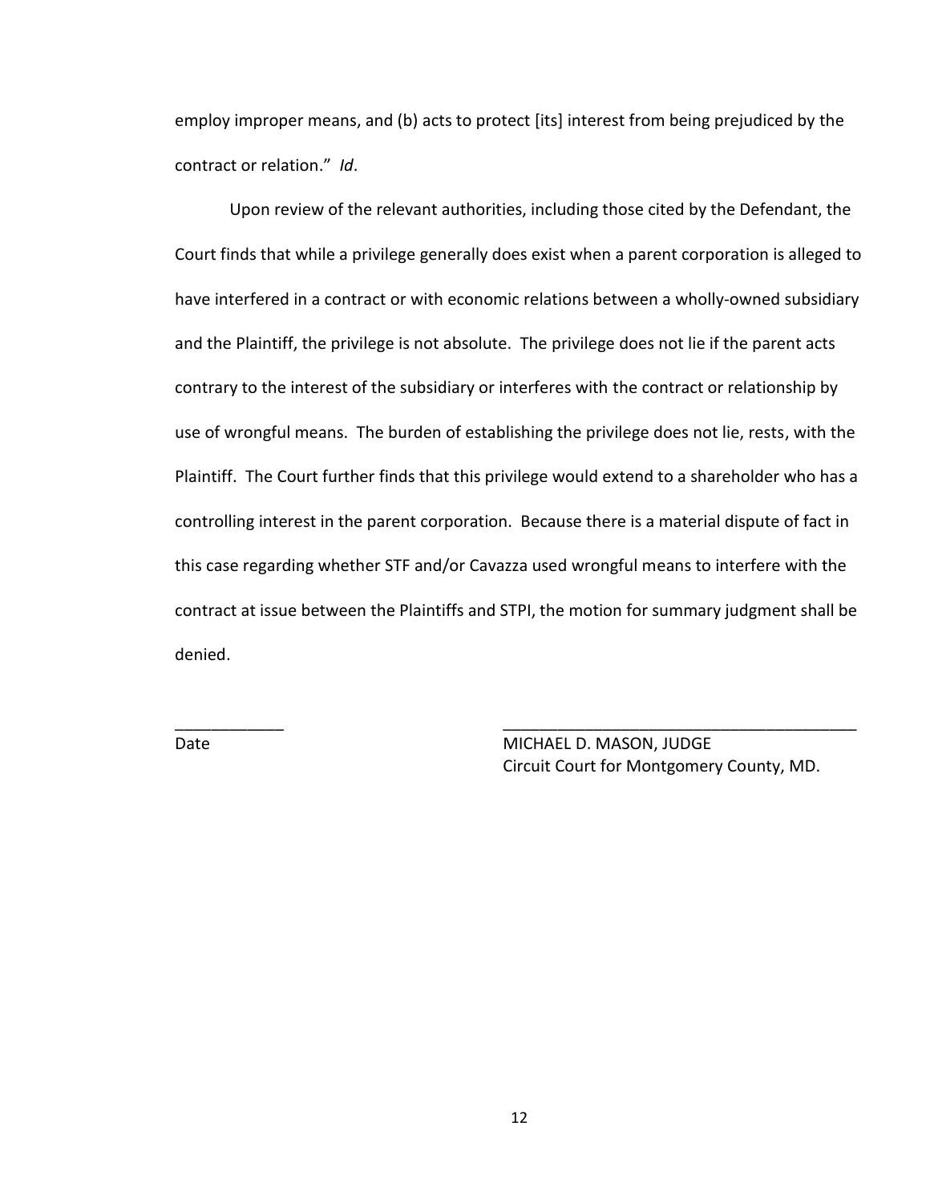employ improper means, and (b) acts to protect [its] interest from being prejudiced by the contract or relation." *Id*.

Upon review of the relevant authorities, including those cited by the Defendant, the Court finds that while a privilege generally does exist when a parent corporation is alleged to have interfered in a contract or with economic relations between a wholly-owned subsidiary and the Plaintiff, the privilege is not absolute. The privilege does not lie if the parent acts contrary to the interest of the subsidiary or interferes with the contract or relationship by use of wrongful means. The burden of establishing the privilege does not lie, rests, with the Plaintiff. The Court further finds that this privilege would extend to a shareholder who has a controlling interest in the parent corporation. Because there is a material dispute of fact in this case regarding whether STF and/or Cavazza used wrongful means to interfere with the contract at issue between the Plaintiffs and STPI, the motion for summary judgment shall be denied.

\_\_\_\_\_\_\_\_\_\_\_\_
Date

\_\_\_\_\_\_\_\_\_\_\_\_\_\_\_\_\_\_\_\_\_\_\_\_\_\_\_\_\_\_\_\_\_\_\_\_\_\_\_\_
MICHAEL D. MASON, JUDGE
Circuit Court for Montgomery County, MD.